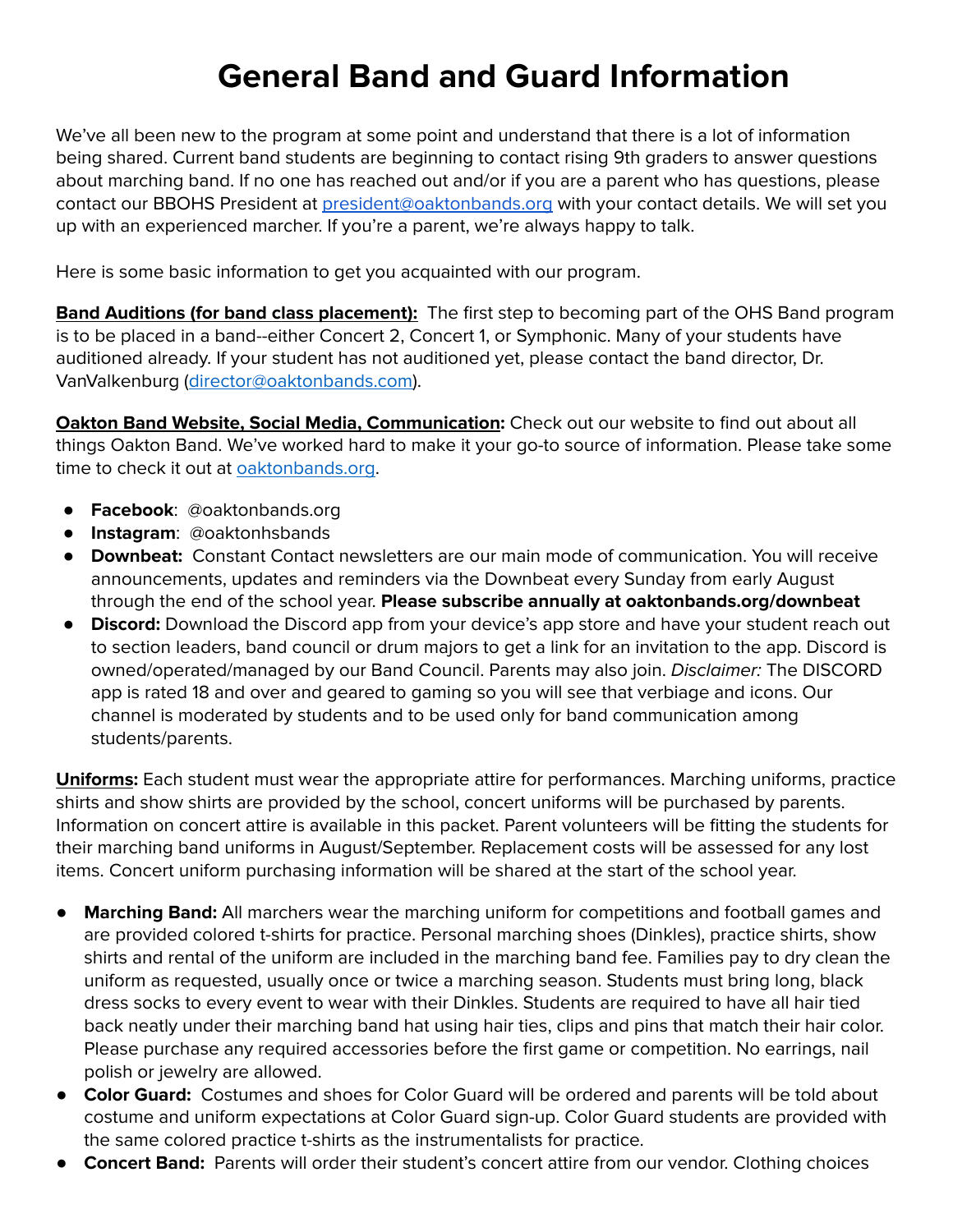# General Band and Guard Information

We've all been new to the program at some point and understand that there is a lot of information being shared. Current band students are beginning to contact rising 9th graders to answer questions about marching band. If no one has reached out and/or if you are a parent who has questions, please contact our BBOHS President at [president@oaktonbands.org](mailto:president@oaktonbands.org) with your contact details. We will set you up with an experienced marcher. If you're a parent, we're always happy to talk.

Here is some basic information to get you acquainted with our program.

**Band Auditions (for band class placement):** The first step to becoming part of the OHS Band program is to be placed in a band--either Concert 2, Concert 1, or Symphonic. Many of your students have auditioned already. If your student has not auditioned yet, please contact the band director, Dr. VanValkenburg ([director@oaktonbands.com](mailto:director@oaktonbands.com)).

**Oakton Band Website, Social Media, Communication:** Check out our website to find out about all things Oakton Band. We've worked hard to make it your go-to source of information. Please take some time to check it out at [oaktonbands.org](https://oaktonbands.org).

- **Facebook**: @oaktonbands.org
- **Instagram**: @oaktonhsbands
- **Downbeat:** Constant Contact newsletters are our main mode of communication. You will receive announcements, updates and reminders via the Downbeat every Sunday from early August through the end of the school year. **Please subscribe annually at oaktonbands.org/downbeat**
- **Discord:** Download the Discord app from your device's app store and have your student reach out to section leaders, band council or drum majors to get a link for an invitation to the app. Discord is owned/operated/managed by our Band Council. Parents may also join. *Disclaimer:* The DISCORD app is rated 18 and over and geared to gaming so you will see that verbiage and icons. Our channel is moderated by students and to be used only for band communication among students/parents.

**Uniforms:** Each student must wear the appropriate attire for performances. Marching uniforms, practice shirts and show shirts are provided by the school, concert uniforms will be purchased by parents. Information on concert attire is available in this packet. Parent volunteers will be fitting the students for their marching band uniforms in August/September. Replacement costs will be assessed for any lost items. Concert uniform purchasing information will be shared at the start of the school year.

- **Marching Band:** All marchers wear the marching uniform for competitions and football games and are provided colored t-shirts for practice. Personal marching shoes (Dinkles), practice shirts, show shirts and rental of the uniform are included in the marching band fee. Families pay to dry clean the uniform as requested, usually once or twice a marching season. Students must bring long, black dress socks to every event to wear with their Dinkles. Students are required to have all hair tied back neatly under their marching band hat using hair ties, clips and pins that match their hair color. Please purchase any required accessories before the first game or competition. No earrings, nail polish or jewelry are allowed.
- **Color Guard:** Costumes and shoes for Color Guard will be ordered and parents will be told about costume and uniform expectations at Color Guard sign-up. Color Guard students are provided with the same colored practice t-shirts as the instrumentalists for practice.
- **Concert Band:** Parents will order their student's concert attire from our vendor. Clothing choices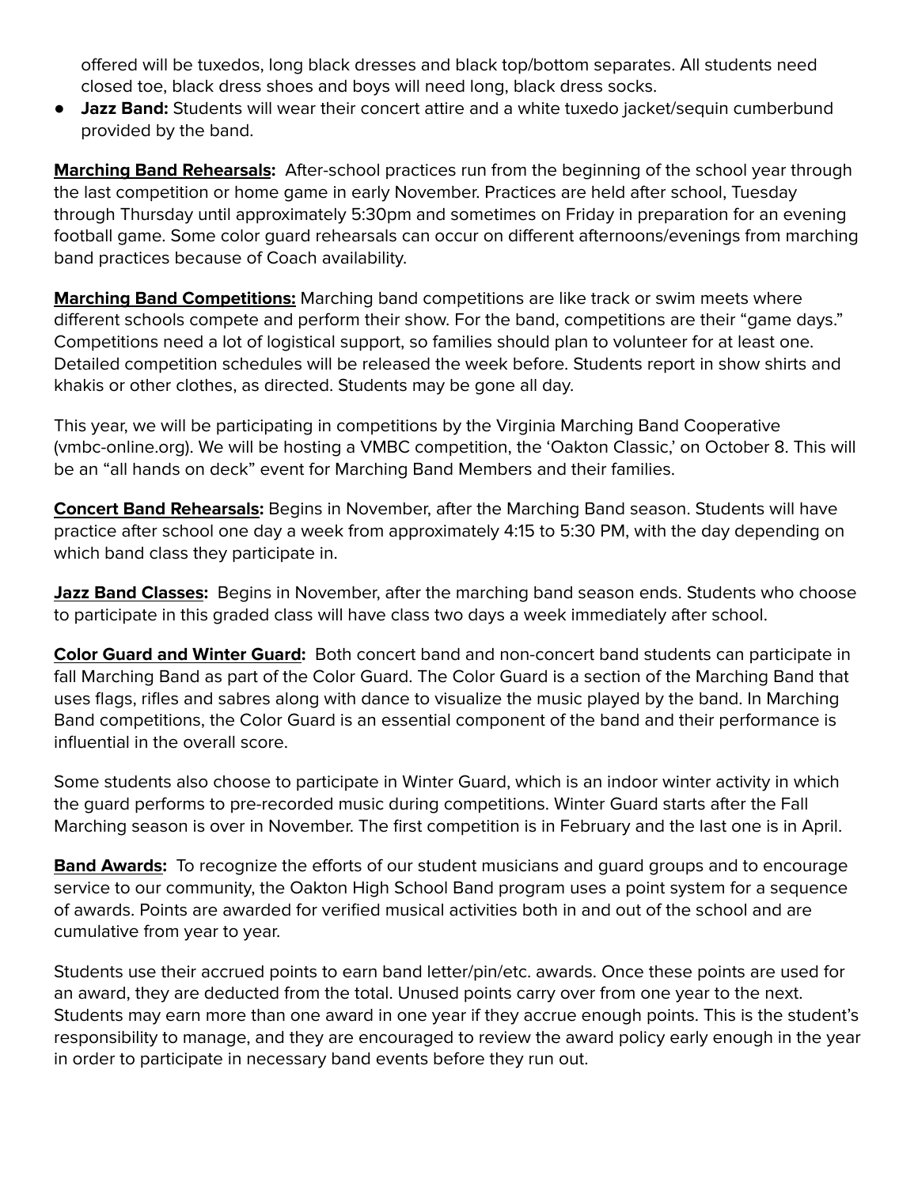offered will be tuxedos, long black dresses and black top/bottom separates. All students need closed toe, black dress shoes and boys will need long, black dress socks.

- **Jazz Band:** Students will wear their concert attire and a white tuxedo jacket/sequin cumberbund provided by the band.

**Marching Band Rehearsals:** After-school practices run from the beginning of the school year through the last competition or home game in early November. Practices are held after school, Tuesday through Thursday until approximately 5:30pm and sometimes on Friday in preparation for an evening football game. Some color guard rehearsals can occur on different afternoons/evenings from marching band practices because of Coach availability.

**Marching Band Competitions:** Marching band competitions are like track or swim meets where different schools compete and perform their show. For the band, competitions are their "game days." Competitions need a lot of logistical support, so families should plan to volunteer for at least one. Detailed competition schedules will be released the week before. Students report in show shirts and khakis or other clothes, as directed. Students may be gone all day.

This year, we will be participating in competitions by the Virginia Marching Band Cooperative (vmbc-online.org). We will be hosting a VMBC competition, the 'Oakton Classic,' on October 8. This will be an "all hands on deck" event for Marching Band Members and their families.

**Concert Band Rehearsals:** Begins in November, after the Marching Band season. Students will have practice after school one day a week from approximately 4:15 to 5:30 PM, with the day depending on which band class they participate in.

**Jazz Band Classes:** Begins in November, after the marching band season ends. Students who choose to participate in this graded class will have class two days a week immediately after school.

**Color Guard and Winter Guard:** Both concert band and non-concert band students can participate in fall Marching Band as part of the Color Guard. The Color Guard is a section of the Marching Band that uses flags, rifles and sabres along with dance to visualize the music played by the band. In Marching Band competitions, the Color Guard is an essential component of the band and their performance is influential in the overall score.

Some students also choose to participate in Winter Guard, which is an indoor winter activity in which the guard performs to pre-recorded music during competitions. Winter Guard starts after the Fall Marching season is over in November. The first competition is in February and the last one is in April.

**Band Awards:** To recognize the efforts of our student musicians and guard groups and to encourage service to our community, the Oakton High School Band program uses a point system for a sequence of awards. Points are awarded for verified musical activities both in and out of the school and are cumulative from year to year.

Students use their accrued points to earn band letter/pin/etc. awards. Once these points are used for an award, they are deducted from the total. Unused points carry over from one year to the next. Students may earn more than one award in one year if they accrue enough points. This is the student's responsibility to manage, and they are encouraged to review the award policy early enough in the year in order to participate in necessary band events before they run out.